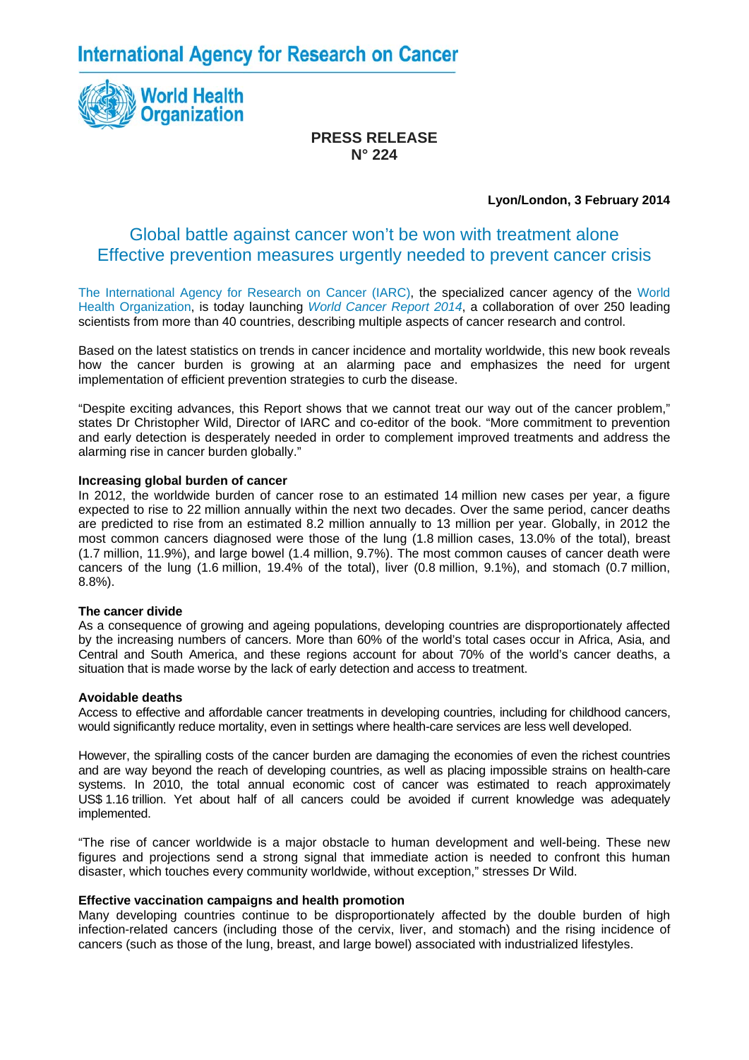International Agency for Research on Cancer

World Health Organization

**PRESS RELEASE**
**N° 224**

**Lyon/London, 3 February 2014**

# Global battle against cancer won't be won with treatment alone
# Effective prevention measures urgently needed to prevent cancer crisis

The International Agency for Research on Cancer (IARC), the specialized cancer agency of the World Health Organization, is today launching *World Cancer Report 2014*, a collaboration of over 250 leading scientists from more than 40 countries, describing multiple aspects of cancer research and control.

Based on the latest statistics on trends in cancer incidence and mortality worldwide, this new book reveals how the cancer burden is growing at an alarming pace and emphasizes the need for urgent implementation of efficient prevention strategies to curb the disease.

"Despite exciting advances, this Report shows that we cannot treat our way out of the cancer problem," states Dr Christopher Wild, Director of IARC and co-editor of the book. "More commitment to prevention and early detection is desperately needed in order to complement improved treatments and address the alarming rise in cancer burden globally."

**Increasing global burden of cancer**
In 2012, the worldwide burden of cancer rose to an estimated 14 million new cases per year, a figure expected to rise to 22 million annually within the next two decades. Over the same period, cancer deaths are predicted to rise from an estimated 8.2 million annually to 13 million per year. Globally, in 2012 the most common cancers diagnosed were those of the lung (1.8 million cases, 13.0% of the total), breast (1.7 million, 11.9%), and large bowel (1.4 million, 9.7%). The most common causes of cancer death were cancers of the lung (1.6 million, 19.4% of the total), liver (0.8 million, 9.1%), and stomach (0.7 million, 8.8%).

**The cancer divide**
As a consequence of growing and ageing populations, developing countries are disproportionately affected by the increasing numbers of cancers. More than 60% of the world's total cases occur in Africa, Asia, and Central and South America, and these regions account for about 70% of the world's cancer deaths, a situation that is made worse by the lack of early detection and access to treatment.

**Avoidable deaths**
Access to effective and affordable cancer treatments in developing countries, including for childhood cancers, would significantly reduce mortality, even in settings where health-care services are less well developed.

However, the spiralling costs of the cancer burden are damaging the economies of even the richest countries and are way beyond the reach of developing countries, as well as placing impossible strains on health-care systems. In 2010, the total annual economic cost of cancer was estimated to reach approximately US$ 1.16 trillion. Yet about half of all cancers could be avoided if current knowledge was adequately implemented.

"The rise of cancer worldwide is a major obstacle to human development and well-being. These new figures and projections send a strong signal that immediate action is needed to confront this human disaster, which touches every community worldwide, without exception," stresses Dr Wild.

**Effective vaccination campaigns and health promotion**
Many developing countries continue to be disproportionately affected by the double burden of high infection-related cancers (including those of the cervix, liver, and stomach) and the rising incidence of cancers (such as those of the lung, breast, and large bowel) associated with industrialized lifestyles.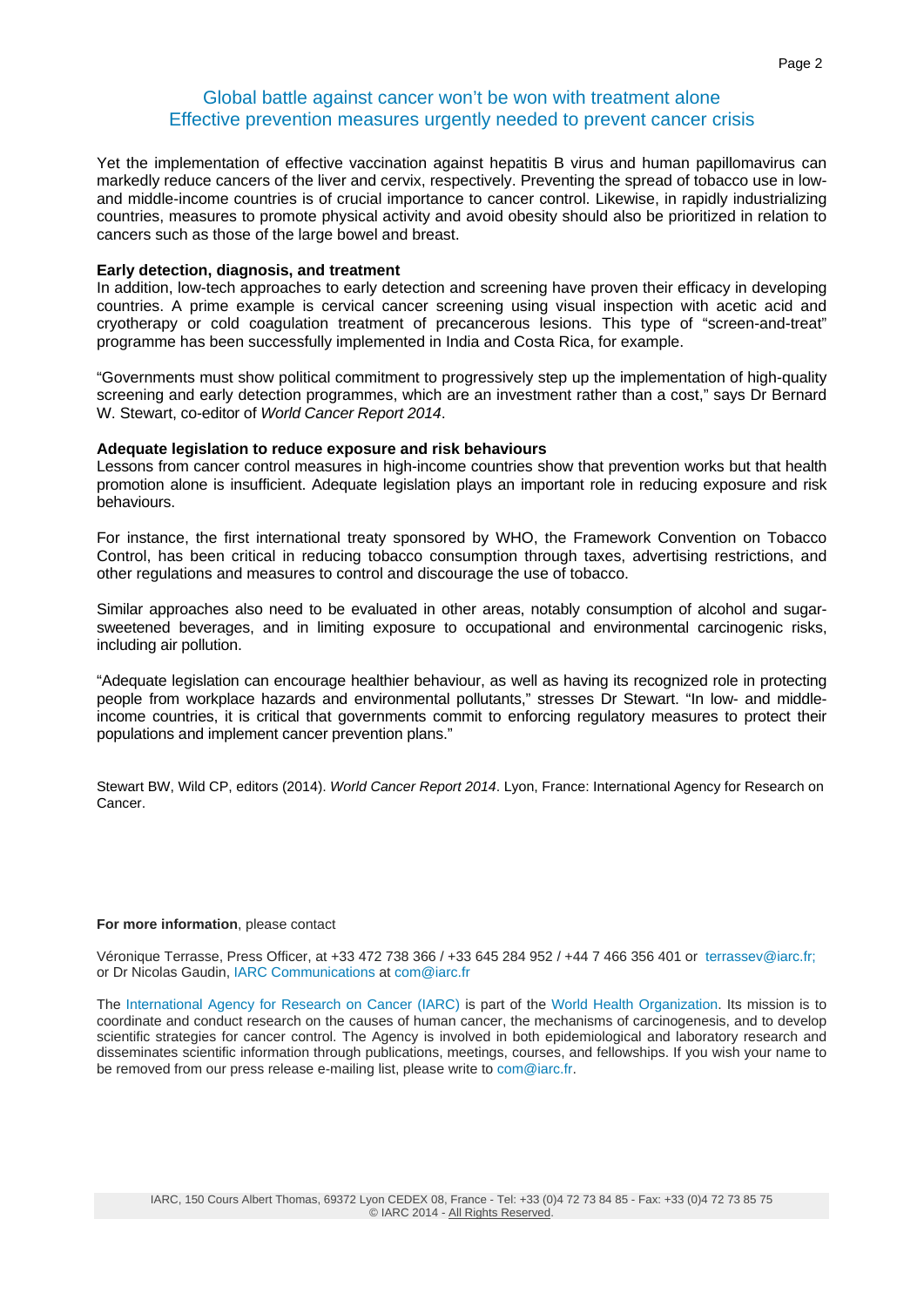## Global battle against cancer won't be won with treatment alone
## Effective prevention measures urgently needed to prevent cancer crisis

Yet the implementation of effective vaccination against hepatitis B virus and human papillomavirus can markedly reduce cancers of the liver and cervix, respectively. Preventing the spread of tobacco use in low- and middle-income countries is of crucial importance to cancer control. Likewise, in rapidly industrializing countries, measures to promote physical activity and avoid obesity should also be prioritized in relation to cancers such as those of the large bowel and breast.

**Early detection, diagnosis, and treatment**

In addition, low-tech approaches to early detection and screening have proven their efficacy in developing countries. A prime example is cervical cancer screening using visual inspection with acetic acid and cryotherapy or cold coagulation treatment of precancerous lesions. This type of "screen-and-treat" programme has been successfully implemented in India and Costa Rica, for example.

"Governments must show political commitment to progressively step up the implementation of high-quality screening and early detection programmes, which are an investment rather than a cost," says Dr Bernard W. Stewart, co-editor of *World Cancer Report 2014*.

**Adequate legislation to reduce exposure and risk behaviours**

Lessons from cancer control measures in high-income countries show that prevention works but that health promotion alone is insufficient. Adequate legislation plays an important role in reducing exposure and risk behaviours.

For instance, the first international treaty sponsored by WHO, the Framework Convention on Tobacco Control, has been critical in reducing tobacco consumption through taxes, advertising restrictions, and other regulations and measures to control and discourage the use of tobacco.

Similar approaches also need to be evaluated in other areas, notably consumption of alcohol and sugar-sweetened beverages, and in limiting exposure to occupational and environmental carcinogenic risks, including air pollution.

"Adequate legislation can encourage healthier behaviour, as well as having its recognized role in protecting people from workplace hazards and environmental pollutants," stresses Dr Stewart. "In low- and middle-income countries, it is critical that governments commit to enforcing regulatory measures to protect their populations and implement cancer prevention plans."

Stewart BW, Wild CP, editors (2014). *World Cancer Report 2014*. Lyon, France: International Agency for Research on Cancer.

**For more information**, please contact

Véronique Terrasse, Press Officer, at +33 472 738 366 / +33 645 284 952 / +44 7 466 356 401 or terrassev@iarc.fr; or Dr Nicolas Gaudin, IARC Communications at com@iarc.fr

The International Agency for Research on Cancer (IARC) is part of the World Health Organization. Its mission is to coordinate and conduct research on the causes of human cancer, the mechanisms of carcinogenesis, and to develop scientific strategies for cancer control. The Agency is involved in both epidemiological and laboratory research and disseminates scientific information through publications, meetings, courses, and fellowships. If you wish your name to be removed from our press release e-mailing list, please write to com@iarc.fr.

IARC, 150 Cours Albert Thomas, 69372 Lyon CEDEX 08, France - Tel: +33 (0)4 72 73 84 85 - Fax: +33 (0)4 72 73 85 75
© IARC 2014 - All Rights Reserved.